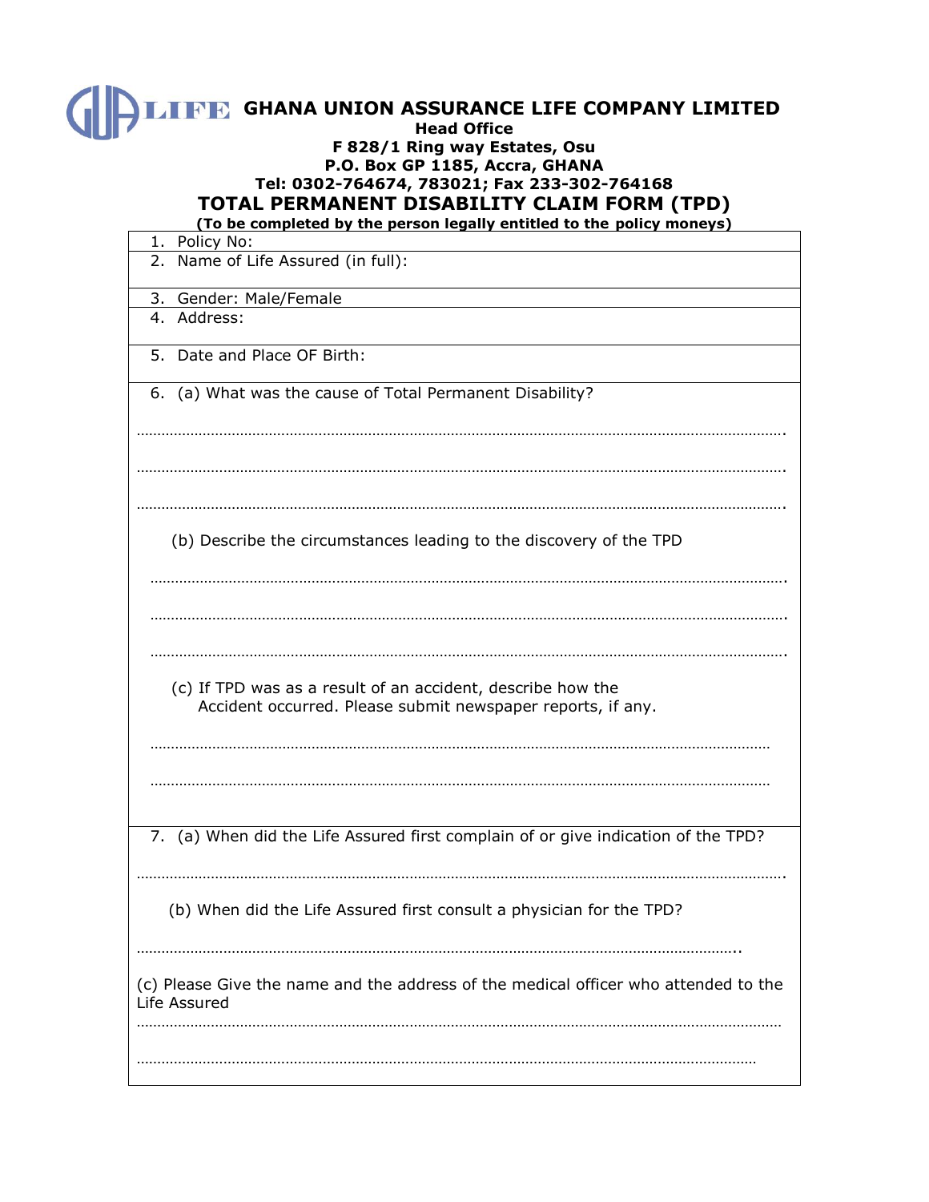# GUA LIFE GHANA UNION ASSURANCE LIFE COMPANY LIMITED

**Head Office**
**F 828/1 Ring way Estates, Osu**
**P.O. Box GP 1185, Accra, GHANA**
**Tel: 0302-764674, 783021; Fax 233-302-764168**

## TOTAL PERMANENT DISABILITY CLAIM FORM (TPD)

**(To be completed by the person legally entitled to the policy moneys)**

1. Policy No:
2. Name of Life Assured (in full):
3. Gender: Male/Female
4. Address:
5. Date and Place OF Birth:
6. (a) What was the cause of Total Permanent Disability?

   …………………………………………………………………………………………………………………………………….

   …………………………………………………………………………………………………………………………………….

   …………………………………………………………………………………………………………………………………….

   (b) Describe the circumstances leading to the discovery of the TPD

   …………………………………………………………………………………………………………………………………….

   …………………………………………………………………………………………………………………………………….

   …………………………………………………………………………………………………………………………………….

   (c) If TPD was as a result of an accident, describe how the Accident occurred. Please submit newspaper reports, if any.

   ……………………………………………………………………………………………………………………………………

   ……………………………………………………………………………………………………………………………………

7. (a) When did the Life Assured first complain of or give indication of the TPD?

   …………………………………………………………………………………………………………………………………….

   (b) When did the Life Assured first consult a physician for the TPD?

   ……………………………………………………………………………………………………………………………..

   (c) Please Give the name and the address of the medical officer who attended to the Life Assured

   ……………………………………………………………………………………………………………………………………

   ……………………………………………………………………………………………………………………………………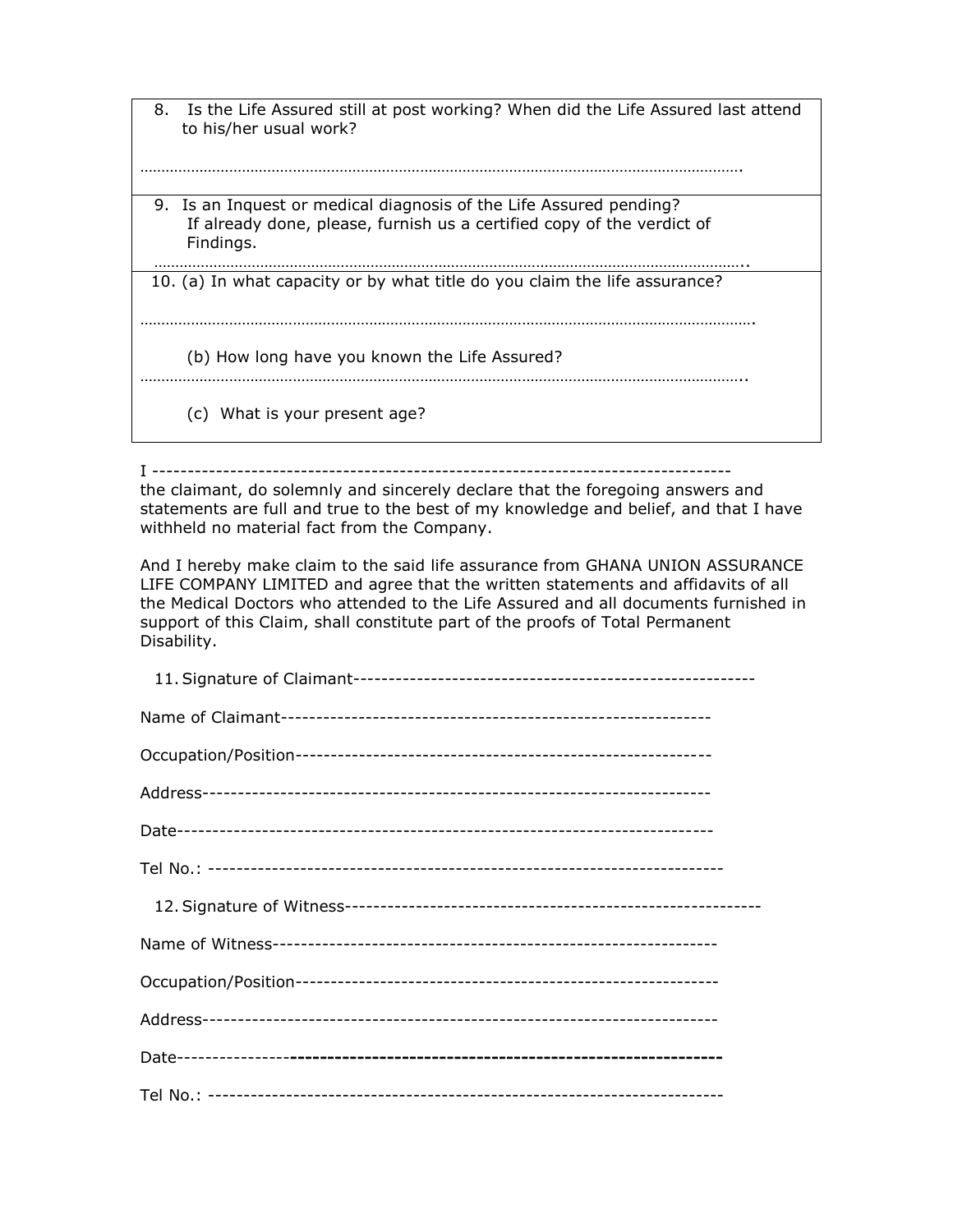8. Is the Life Assured still at post working? When did the Life Assured last attend to his/her usual work?

…………………………………………………………………………………………………………………………….

9. Is an Inquest or medical diagnosis of the Life Assured pending? If already done, please, furnish us a certified copy of the verdict of Findings.

……………………………………………………………………………………………………………………..

10. (a) In what capacity or by what title do you claim the life assurance?

……………………………………………………………………………………………………………………….

(b) How long have you known the Life Assured?

……………………………………………………………………………………………………………………..

(c) What is your present age?

I --------------------------------------------------------------------------------
the claimant, do solemnly and sincerely declare that the foregoing answers and statements are full and true to the best of my knowledge and belief, and that I have withheld no material fact from the Company.

And I hereby make claim to the said life assurance from GHANA UNION ASSURANCE LIFE COMPANY LIMITED and agree that the written statements and affidavits of all the Medical Doctors who attended to the Life Assured and all documents furnished in support of this Claim, shall constitute part of the proofs of Total Permanent Disability.

11. Signature of Claimant---------------------------------------------------------

Name of Claimant-------------------------------------------------------------

Occupation/Position----------------------------------------------------------

Address----------------------------------------------------------------------

Date-------------------------------------------------------------------------

Tel No.: ---------------------------------------------------------------------

12. Signature of Witness----------------------------------------------------------

Name of Witness--------------------------------------------------------------

Occupation/Position----------------------------------------------------------

Address----------------------------------------------------------------------

Date-------------------------------------------------------------------------

Tel No.: ---------------------------------------------------------------------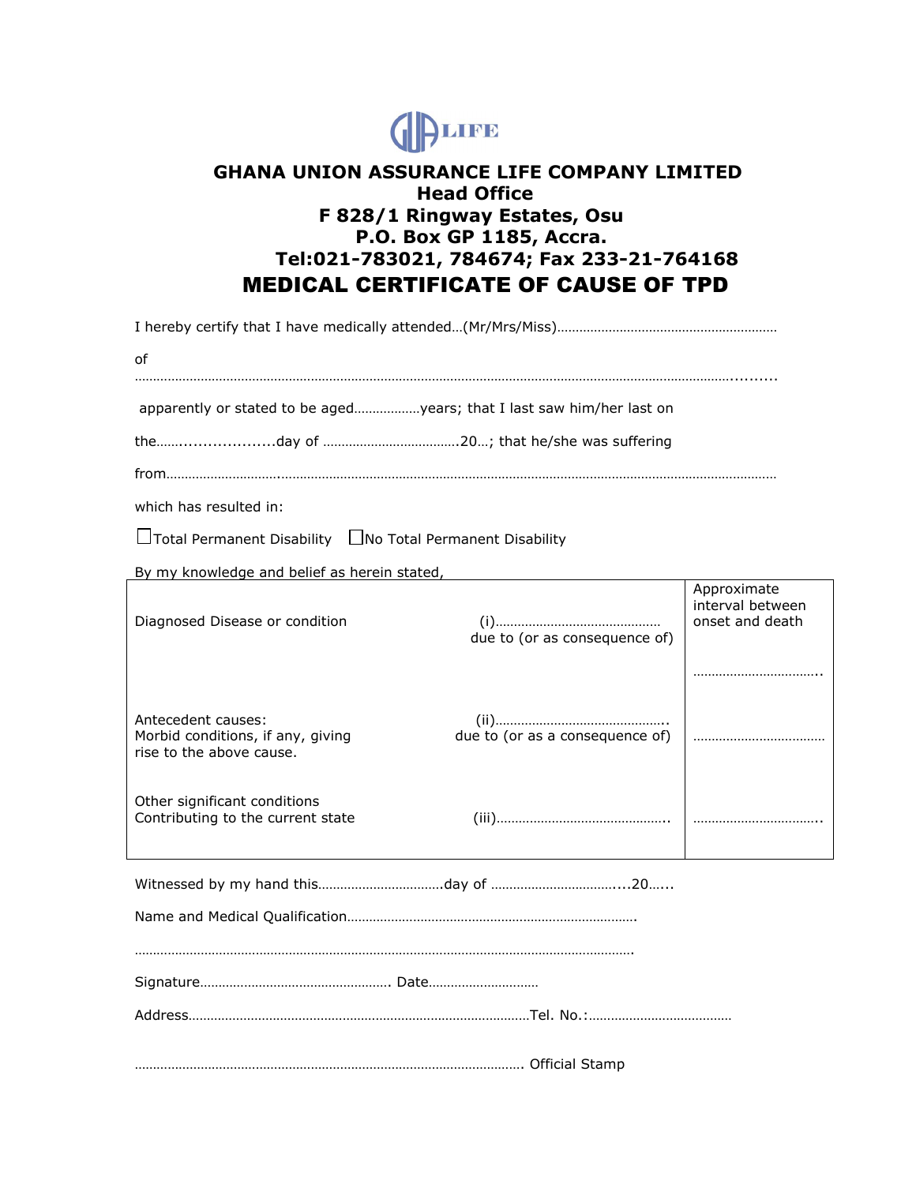# GHANA UNION ASSURANCE LIFE COMPANY LIMITED

**Head Office**
**F 828/1 Ringway Estates, Osu**
**P.O. Box GP 1185, Accra.**
**Tel:021-783021, 784674; Fax 233-21-764168**

## MEDICAL CERTIFICATE OF CAUSE OF TPD

I hereby certify that I have medically attended…(Mr/Mrs/Miss)……………………………………………………

of

……………………………………………………………………………………………………………………………………………..........

apparently or stated to be aged………………years; that I last saw him/her last on

the……..................day of ……………………………….20…; that he/she was suffering

from…………………………..…………………………………………………………………………………………………………………

which has resulted in:

☐ Total Permanent Disability ☐ No Total Permanent Disability

By my knowledge and belief as herein stated,

| | | Approximate interval between onset and death |
|---|---|---|
| Diagnosed Disease or condition | (i)……………………………………… due to (or as consequence of) | …………………………….. |
| Antecedent causes: Morbid conditions, if any, giving rise to the above cause. | (ii)……………………………………….. due to (or as a consequence of) | ……………………………… |
| Other significant conditions Contributing to the current state | (iii)……………………………………….. | …………………………….. |

Witnessed by my hand this…………………………….day of …………………………....20…...

Name and Medical Qualification…………………………………………………………………….

…………………………………………………………………………………………………………………….

Signature……………………………………………. Date…………………………

Address…………………………………………………………………………………Tel. No.:…………………………………

……………………………………………………………………………………………. Official Stamp